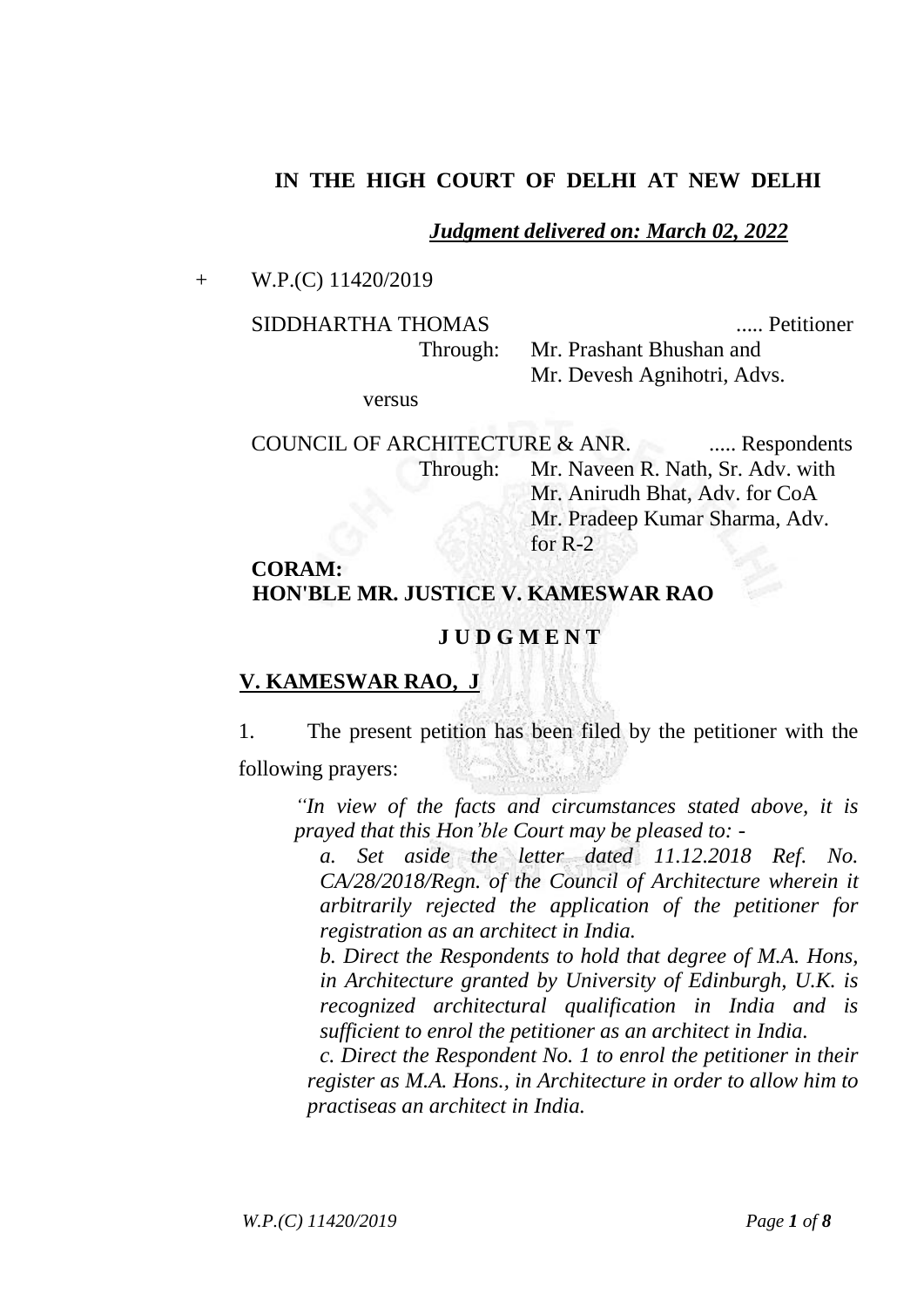**IN THE HIGH COURT OF DELHI AT NEW DELHI**

***Judgment delivered on: March 02, 2022***

\+ W.P.(C) 11420/2019

SIDDHARTHA THOMAS ..... Petitioner

Through: Mr. Prashant Bhushan and Mr. Devesh Agnihotri, Advs.

versus

COUNCIL OF ARCHITECTURE & ANR. ..... Respondents

Through: Mr. Naveen R. Nath, Sr. Adv. with Mr. Anirudh Bhat, Adv. for CoA
Mr. Pradeep Kumar Sharma, Adv. for R-2

**CORAM:**
**HON'BLE MR. JUSTICE V. KAMESWAR RAO**

**J U D G M E N T**

**V. KAMESWAR RAO, J**

1. The present petition has been filed by the petitioner with the following prayers:

> *"In view of the facts and circumstances stated above, it is prayed that this Hon'ble Court may be pleased to: -*
>
> *a. Set aside the letter dated 11.12.2018 Ref. No. CA/28/2018/Regn. of the Council of Architecture wherein it arbitrarily rejected the application of the petitioner for registration as an architect in India.*
>
> *b. Direct the Respondents to hold that degree of M.A. Hons, in Architecture granted by University of Edinburgh, U.K. is recognized architectural qualification in India and is sufficient to enrol the petitioner as an architect in India.*
>
> *c. Direct the Respondent No. 1 to enrol the petitioner in their register as M.A. Hons., in Architecture in order to allow him to practiseas an architect in India.*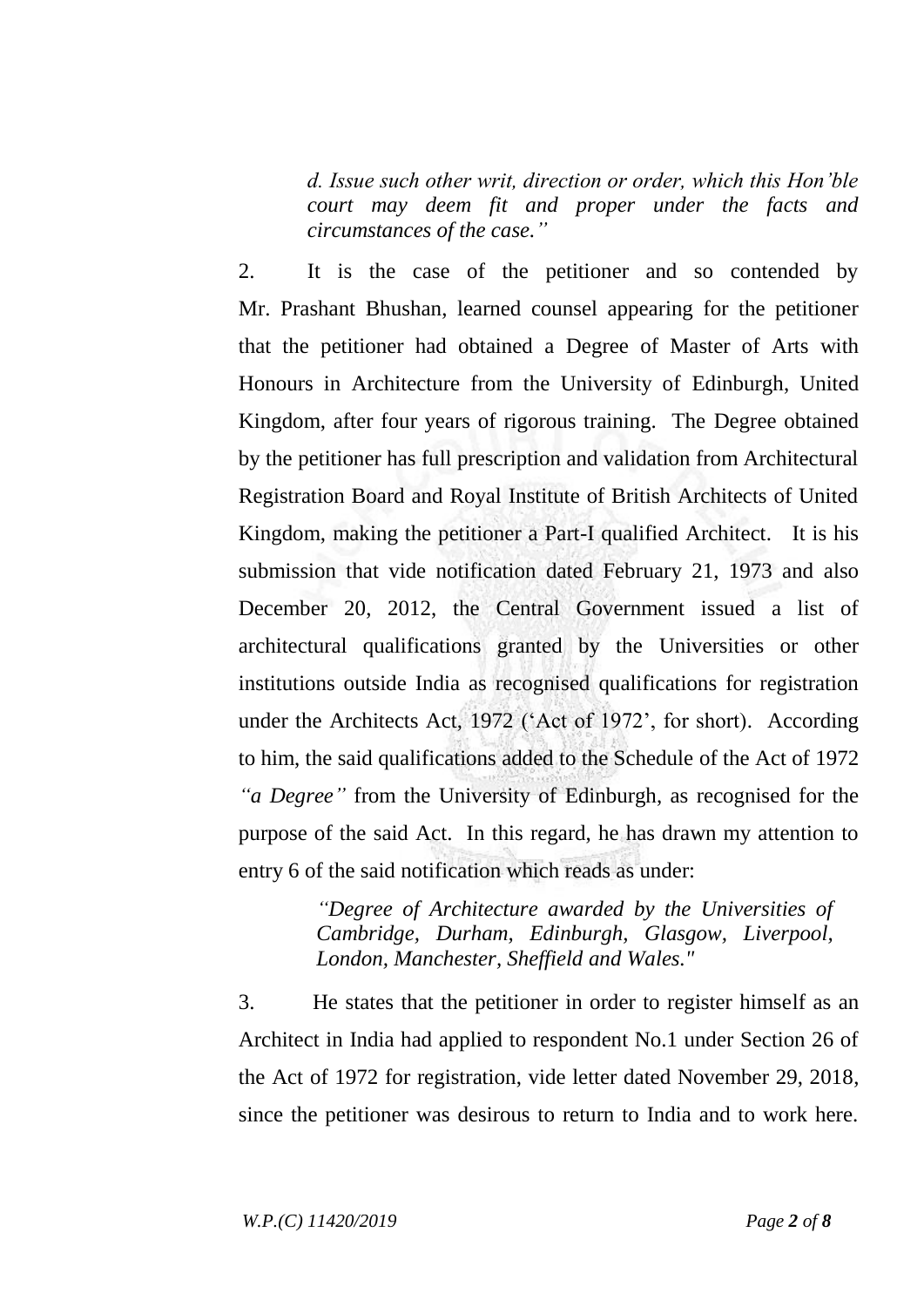> *d. Issue such other writ, direction or order, which this Hon'ble court may deem fit and proper under the facts and circumstances of the case."*

2. It is the case of the petitioner and so contended by Mr. Prashant Bhushan, learned counsel appearing for the petitioner that the petitioner had obtained a Degree of Master of Arts with Honours in Architecture from the University of Edinburgh, United Kingdom, after four years of rigorous training. The Degree obtained by the petitioner has full prescription and validation from Architectural Registration Board and Royal Institute of British Architects of United Kingdom, making the petitioner a Part-I qualified Architect. It is his submission that vide notification dated February 21, 1973 and also December 20, 2012, the Central Government issued a list of architectural qualifications granted by the Universities or other institutions outside India as recognised qualifications for registration under the Architects Act, 1972 ('Act of 1972', for short). According to him, the said qualifications added to the Schedule of the Act of 1972 *"a Degree"* from the University of Edinburgh, as recognised for the purpose of the said Act. In this regard, he has drawn my attention to entry 6 of the said notification which reads as under:

> *"Degree of Architecture awarded by the Universities of Cambridge, Durham, Edinburgh, Glasgow, Liverpool, London, Manchester, Sheffield and Wales."*

3. He states that the petitioner in order to register himself as an Architect in India had applied to respondent No.1 under Section 26 of the Act of 1972 for registration, vide letter dated November 29, 2018, since the petitioner was desirous to return to India and to work here.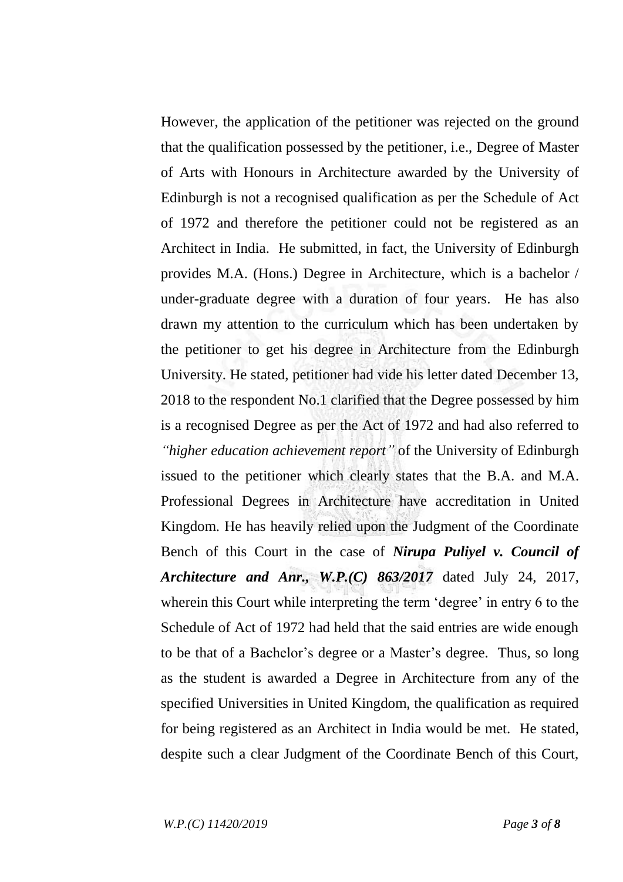However, the application of the petitioner was rejected on the ground that the qualification possessed by the petitioner, i.e., Degree of Master of Arts with Honours in Architecture awarded by the University of Edinburgh is not a recognised qualification as per the Schedule of Act of 1972 and therefore the petitioner could not be registered as an Architect in India. He submitted, in fact, the University of Edinburgh provides M.A. (Hons.) Degree in Architecture, which is a bachelor / under-graduate degree with a duration of four years. He has also drawn my attention to the curriculum which has been undertaken by the petitioner to get his degree in Architecture from the Edinburgh University. He stated, petitioner had vide his letter dated December 13, 2018 to the respondent No.1 clarified that the Degree possessed by him is a recognised Degree as per the Act of 1972 and had also referred to *"higher education achievement report"* of the University of Edinburgh issued to the petitioner which clearly states that the B.A. and M.A. Professional Degrees in Architecture have accreditation in United Kingdom. He has heavily relied upon the Judgment of the Coordinate Bench of this Court in the case of ***Nirupa Puliyel v. Council of Architecture and Anr., W.P.(C) 863/2017*** dated July 24, 2017, wherein this Court while interpreting the term 'degree' in entry 6 to the Schedule of Act of 1972 had held that the said entries are wide enough to be that of a Bachelor's degree or a Master's degree. Thus, so long as the student is awarded a Degree in Architecture from any of the specified Universities in United Kingdom, the qualification as required for being registered as an Architect in India would be met. He stated, despite such a clear Judgment of the Coordinate Bench of this Court,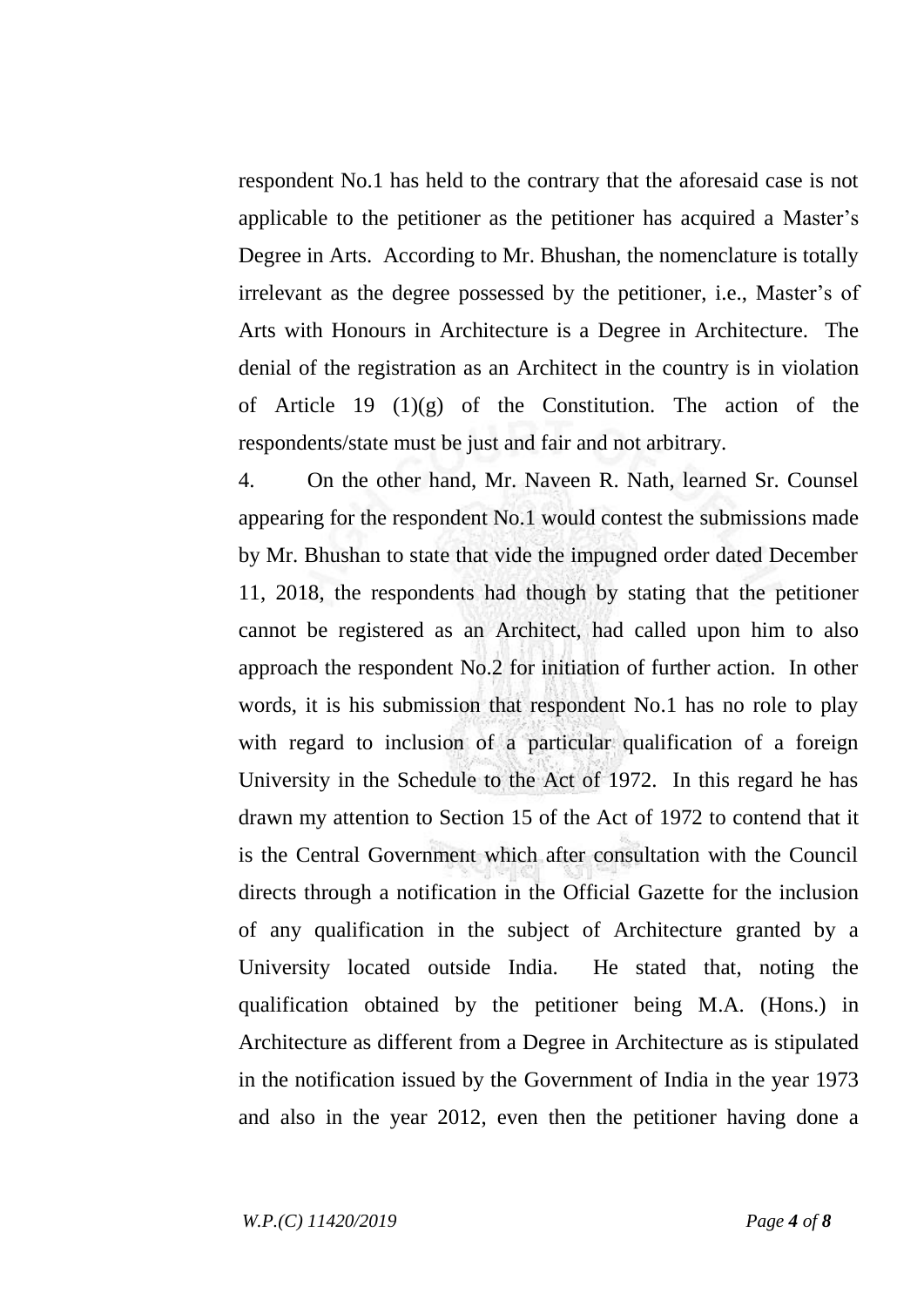respondent No.1 has held to the contrary that the aforesaid case is not applicable to the petitioner as the petitioner has acquired a Master's Degree in Arts. According to Mr. Bhushan, the nomenclature is totally irrelevant as the degree possessed by the petitioner, i.e., Master's of Arts with Honours in Architecture is a Degree in Architecture. The denial of the registration as an Architect in the country is in violation of Article 19 (1)(g) of the Constitution. The action of the respondents/state must be just and fair and not arbitrary.

4. On the other hand, Mr. Naveen R. Nath, learned Sr. Counsel appearing for the respondent No.1 would contest the submissions made by Mr. Bhushan to state that vide the impugned order dated December 11, 2018, the respondents had though by stating that the petitioner cannot be registered as an Architect, had called upon him to also approach the respondent No.2 for initiation of further action. In other words, it is his submission that respondent No.1 has no role to play with regard to inclusion of a particular qualification of a foreign University in the Schedule to the Act of 1972. In this regard he has drawn my attention to Section 15 of the Act of 1972 to contend that it is the Central Government which after consultation with the Council directs through a notification in the Official Gazette for the inclusion of any qualification in the subject of Architecture granted by a University located outside India. He stated that, noting the qualification obtained by the petitioner being M.A. (Hons.) in Architecture as different from a Degree in Architecture as is stipulated in the notification issued by the Government of India in the year 1973 and also in the year 2012, even then the petitioner having done a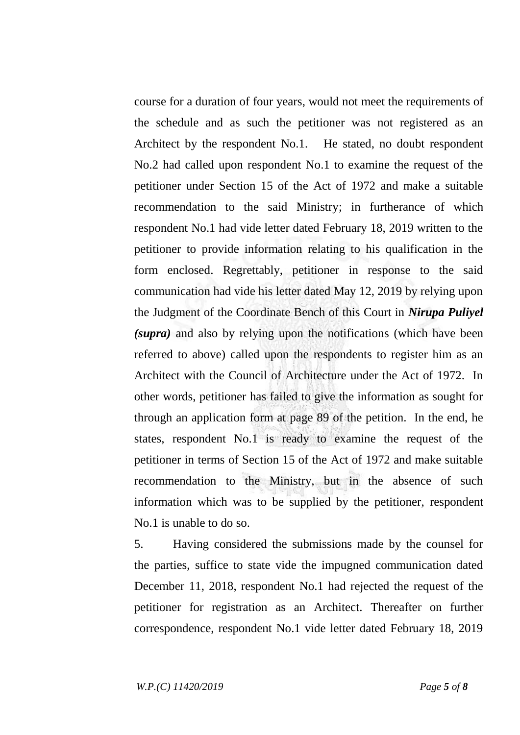course for a duration of four years, would not meet the requirements of the schedule and as such the petitioner was not registered as an Architect by the respondent No.1. He stated, no doubt respondent No.2 had called upon respondent No.1 to examine the request of the petitioner under Section 15 of the Act of 1972 and make a suitable recommendation to the said Ministry; in furtherance of which respondent No.1 had vide letter dated February 18, 2019 written to the petitioner to provide information relating to his qualification in the form enclosed. Regrettably, petitioner in response to the said communication had vide his letter dated May 12, 2019 by relying upon the Judgment of the Coordinate Bench of this Court in ***Nirupa Puliyel (supra)*** and also by relying upon the notifications (which have been referred to above) called upon the respondents to register him as an Architect with the Council of Architecture under the Act of 1972. In other words, petitioner has failed to give the information as sought for through an application form at page 89 of the petition. In the end, he states, respondent No.1 is ready to examine the request of the petitioner in terms of Section 15 of the Act of 1972 and make suitable recommendation to the Ministry, but in the absence of such information which was to be supplied by the petitioner, respondent No.1 is unable to do so.

5. Having considered the submissions made by the counsel for the parties, suffice to state vide the impugned communication dated December 11, 2018, respondent No.1 had rejected the request of the petitioner for registration as an Architect. Thereafter on further correspondence, respondent No.1 vide letter dated February 18, 2019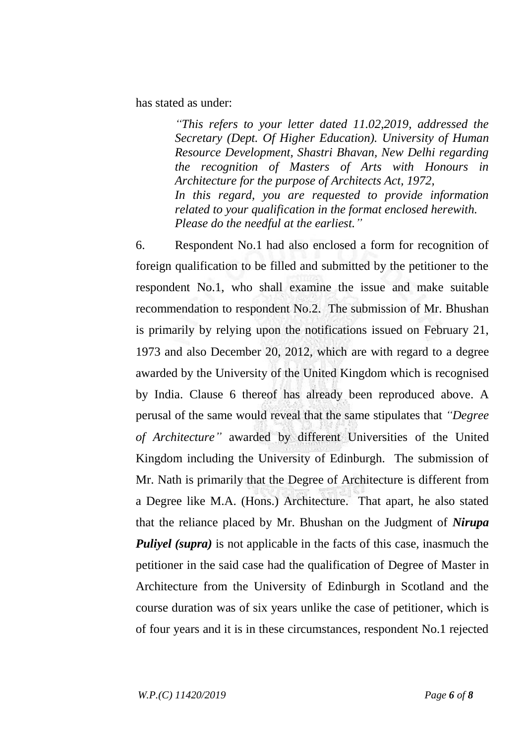has stated as under:

> *"This refers to your letter dated 11.02,2019, addressed the Secretary (Dept. Of Higher Education). University of Human Resource Development, Shastri Bhavan, New Delhi regarding the recognition of Masters of Arts with Honours in Architecture for the purpose of Architects Act, 1972,*
> *In this regard, you are requested to provide information related to your qualification in the format enclosed herewith.*
> *Please do the needful at the earliest."*

6. Respondent No.1 had also enclosed a form for recognition of foreign qualification to be filled and submitted by the petitioner to the respondent No.1, who shall examine the issue and make suitable recommendation to respondent No.2. The submission of Mr. Bhushan is primarily by relying upon the notifications issued on February 21, 1973 and also December 20, 2012, which are with regard to a degree awarded by the University of the United Kingdom which is recognised by India. Clause 6 thereof has already been reproduced above. A perusal of the same would reveal that the same stipulates that *"Degree of Architecture"* awarded by different Universities of the United Kingdom including the University of Edinburgh. The submission of Mr. Nath is primarily that the Degree of Architecture is different from a Degree like M.A. (Hons.) Architecture. That apart, he also stated that the reliance placed by Mr. Bhushan on the Judgment of ***Nirupa Puliyel (supra)*** is not applicable in the facts of this case, inasmuch the petitioner in the said case had the qualification of Degree of Master in Architecture from the University of Edinburgh in Scotland and the course duration was of six years unlike the case of petitioner, which is of four years and it is in these circumstances, respondent No.1 rejected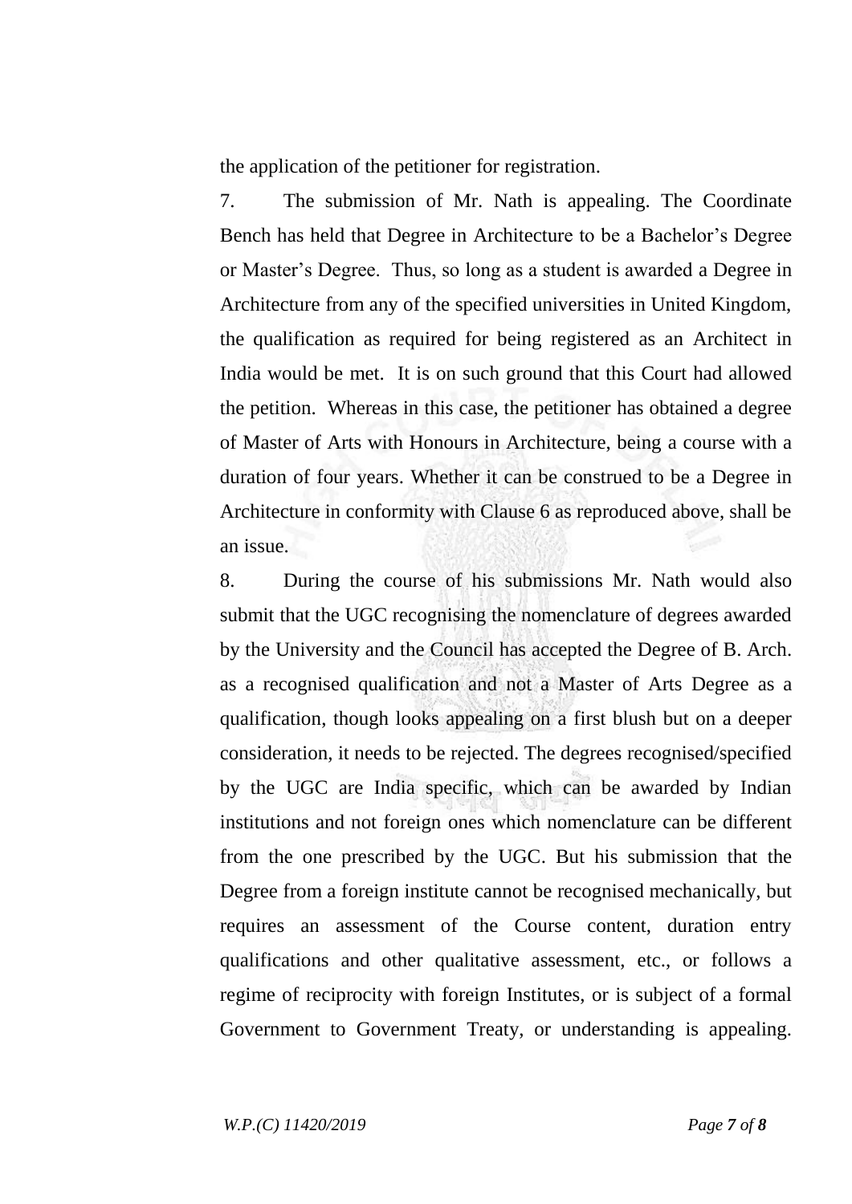the application of the petitioner for registration.

7. The submission of Mr. Nath is appealing. The Coordinate Bench has held that Degree in Architecture to be a Bachelor's Degree or Master's Degree. Thus, so long as a student is awarded a Degree in Architecture from any of the specified universities in United Kingdom, the qualification as required for being registered as an Architect in India would be met. It is on such ground that this Court had allowed the petition. Whereas in this case, the petitioner has obtained a degree of Master of Arts with Honours in Architecture, being a course with a duration of four years. Whether it can be construed to be a Degree in Architecture in conformity with Clause 6 as reproduced above, shall be an issue.

8. During the course of his submissions Mr. Nath would also submit that the UGC recognising the nomenclature of degrees awarded by the University and the Council has accepted the Degree of B. Arch. as a recognised qualification and not a Master of Arts Degree as a qualification, though looks appealing on a first blush but on a deeper consideration, it needs to be rejected. The degrees recognised/specified by the UGC are India specific, which can be awarded by Indian institutions and not foreign ones which nomenclature can be different from the one prescribed by the UGC. But his submission that the Degree from a foreign institute cannot be recognised mechanically, but requires an assessment of the Course content, duration entry qualifications and other qualitative assessment, etc., or follows a regime of reciprocity with foreign Institutes, or is subject of a formal Government to Government Treaty, or understanding is appealing.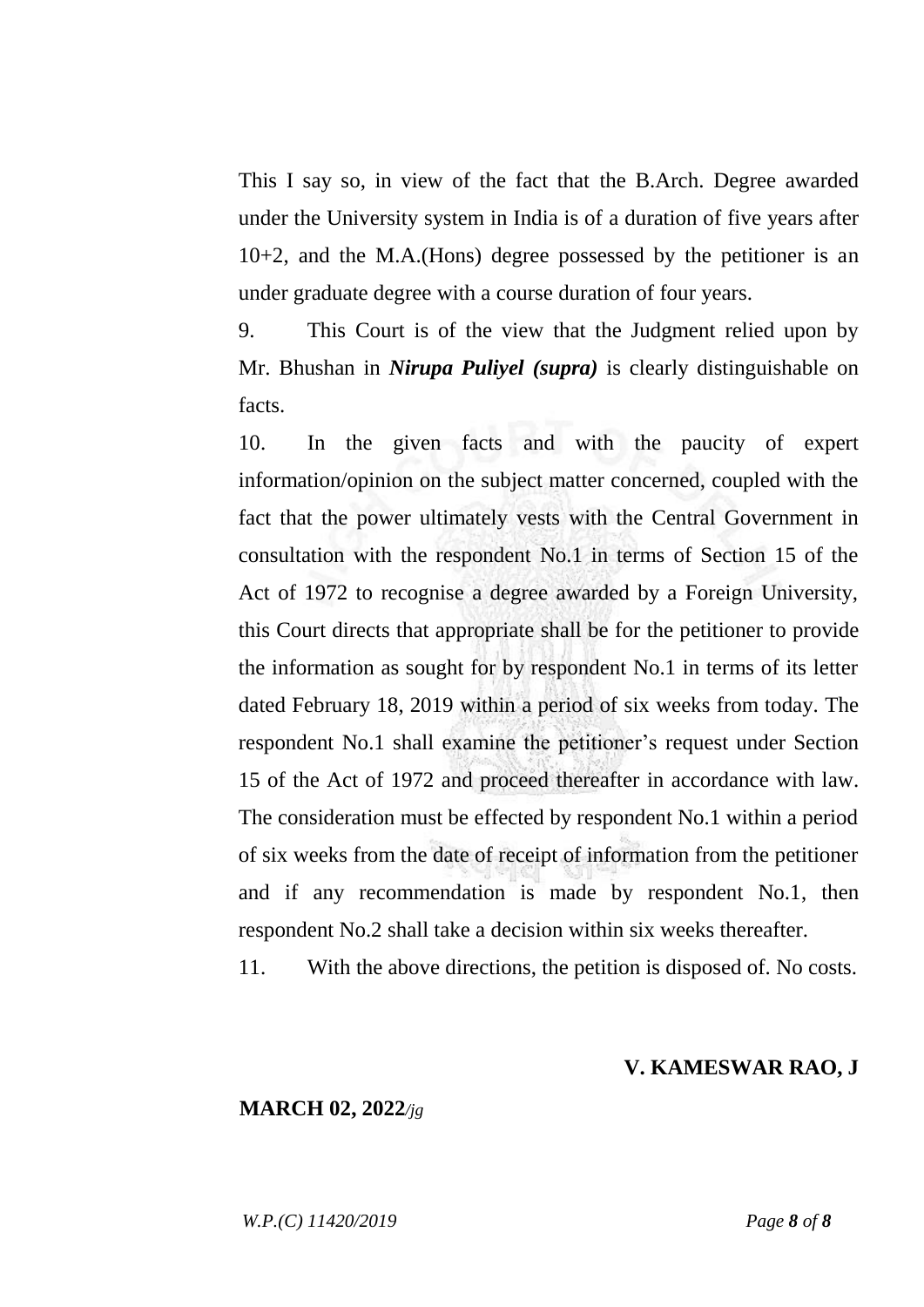This I say so, in view of the fact that the B.Arch. Degree awarded under the University system in India is of a duration of five years after 10+2, and the M.A.(Hons) degree possessed by the petitioner is an under graduate degree with a course duration of four years.

9. This Court is of the view that the Judgment relied upon by Mr. Bhushan in ***Nirupa Puliyel (supra)*** is clearly distinguishable on facts.

10. In the given facts and with the paucity of expert information/opinion on the subject matter concerned, coupled with the fact that the power ultimately vests with the Central Government in consultation with the respondent No.1 in terms of Section 15 of the Act of 1972 to recognise a degree awarded by a Foreign University, this Court directs that appropriate shall be for the petitioner to provide the information as sought for by respondent No.1 in terms of its letter dated February 18, 2019 within a period of six weeks from today. The respondent No.1 shall examine the petitioner's request under Section 15 of the Act of 1972 and proceed thereafter in accordance with law. The consideration must be effected by respondent No.1 within a period of six weeks from the date of receipt of information from the petitioner and if any recommendation is made by respondent No.1, then respondent No.2 shall take a decision within six weeks thereafter.

11. With the above directions, the petition is disposed of. No costs.

**V. KAMESWAR RAO, J**

**MARCH 02, 2022**/*jg*